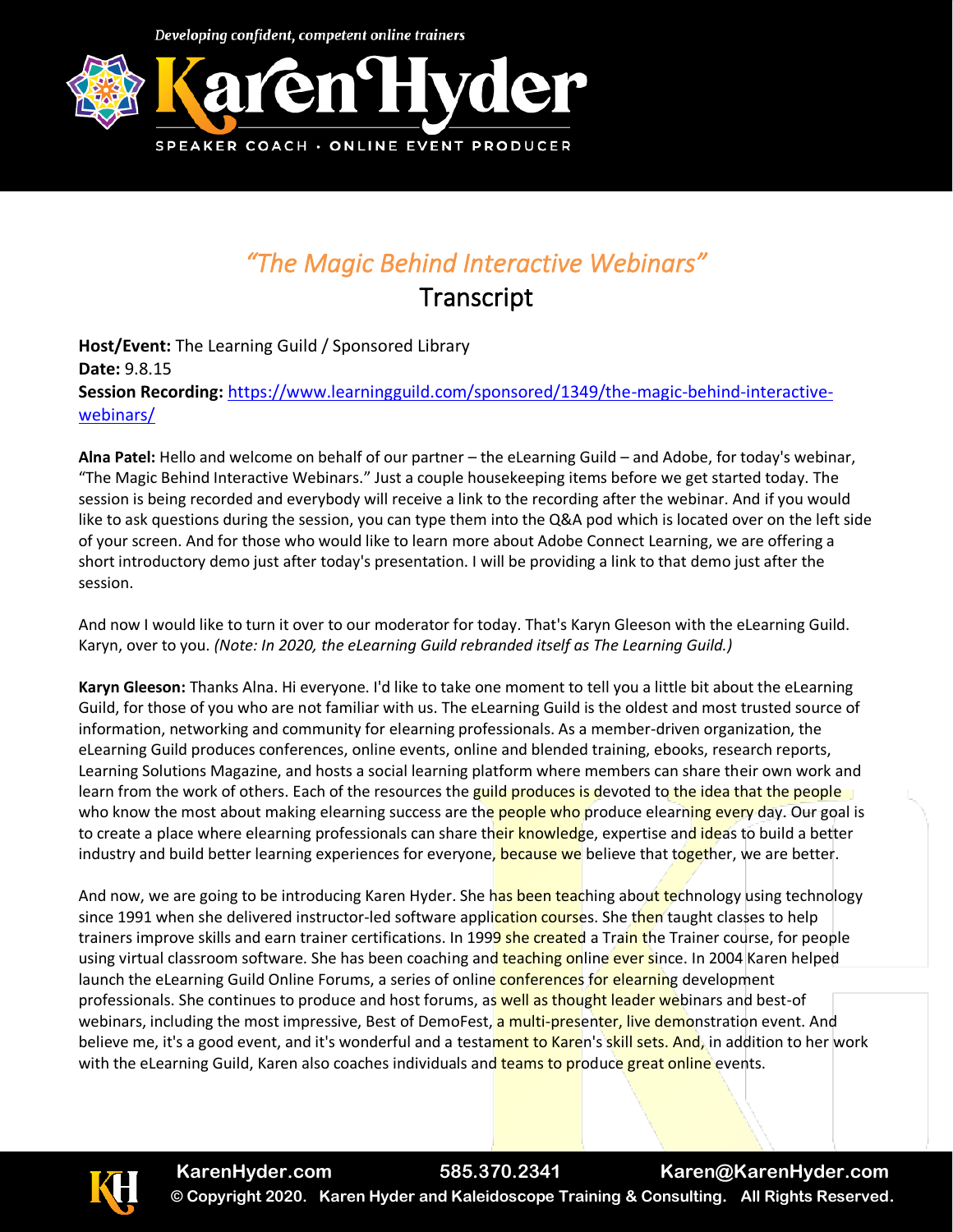# *"The Magic Behind Interactive Webinars"*

## Transcript

**Host/Event:** The Learning Guild / Sponsored Library
**Date:** 9.8.15
**Session Recording:** [https://www.learningguild.com/sponsored/1349/the-magic-behind-interactive-webinars/](https://www.learningguild.com/sponsored/1349/the-magic-behind-interactive-webinars/)

**Alna Patel:** Hello and welcome on behalf of our partner – the eLearning Guild – and Adobe, for today's webinar, "The Magic Behind Interactive Webinars." Just a couple housekeeping items before we get started today. The session is being recorded and everybody will receive a link to the recording after the webinar. And if you would like to ask questions during the session, you can type them into the Q&A pod which is located over on the left side of your screen. And for those who would like to learn more about Adobe Connect Learning, we are offering a short introductory demo just after today's presentation. I will be providing a link to that demo just after the session.

And now I would like to turn it over to our moderator for today. That's Karyn Gleeson with the eLearning Guild. Karyn, over to you. *(Note: In 2020, the eLearning Guild rebranded itself as The Learning Guild.)*

**Karyn Gleeson:** Thanks Alna. Hi everyone. I'd like to take one moment to tell you a little bit about the eLearning Guild, for those of you who are not familiar with us. The eLearning Guild is the oldest and most trusted source of information, networking and community for elearning professionals. As a member-driven organization, the eLearning Guild produces conferences, online events, online and blended training, ebooks, research reports, Learning Solutions Magazine, and hosts a social learning platform where members can share their own work and learn from the work of others. Each of the resources the guild produces is devoted to the idea that the people who know the most about making elearning success are the people who produce elearning every day. Our goal is to create a place where elearning professionals can share their knowledge, expertise and ideas to build a better industry and build better learning experiences for everyone, because we believe that together, we are better.

And now, we are going to be introducing Karen Hyder. She has been teaching about technology using technology since 1991 when she delivered instructor-led software application courses. She then taught classes to help trainers improve skills and earn trainer certifications. In 1999 she created a Train the Trainer course, for people using virtual classroom software. She has been coaching and teaching online ever since. In 2004 Karen helped launch the eLearning Guild Online Forums, a series of online conferences for elearning development professionals. She continues to produce and host forums, as well as thought leader webinars and best-of webinars, including the most impressive, Best of DemoFest, a multi-presenter, live demonstration event. And believe me, it's a good event, and it's wonderful and a testament to Karen's skill sets. And, in addition to her work with the eLearning Guild, Karen also coaches individuals and teams to produce great online events.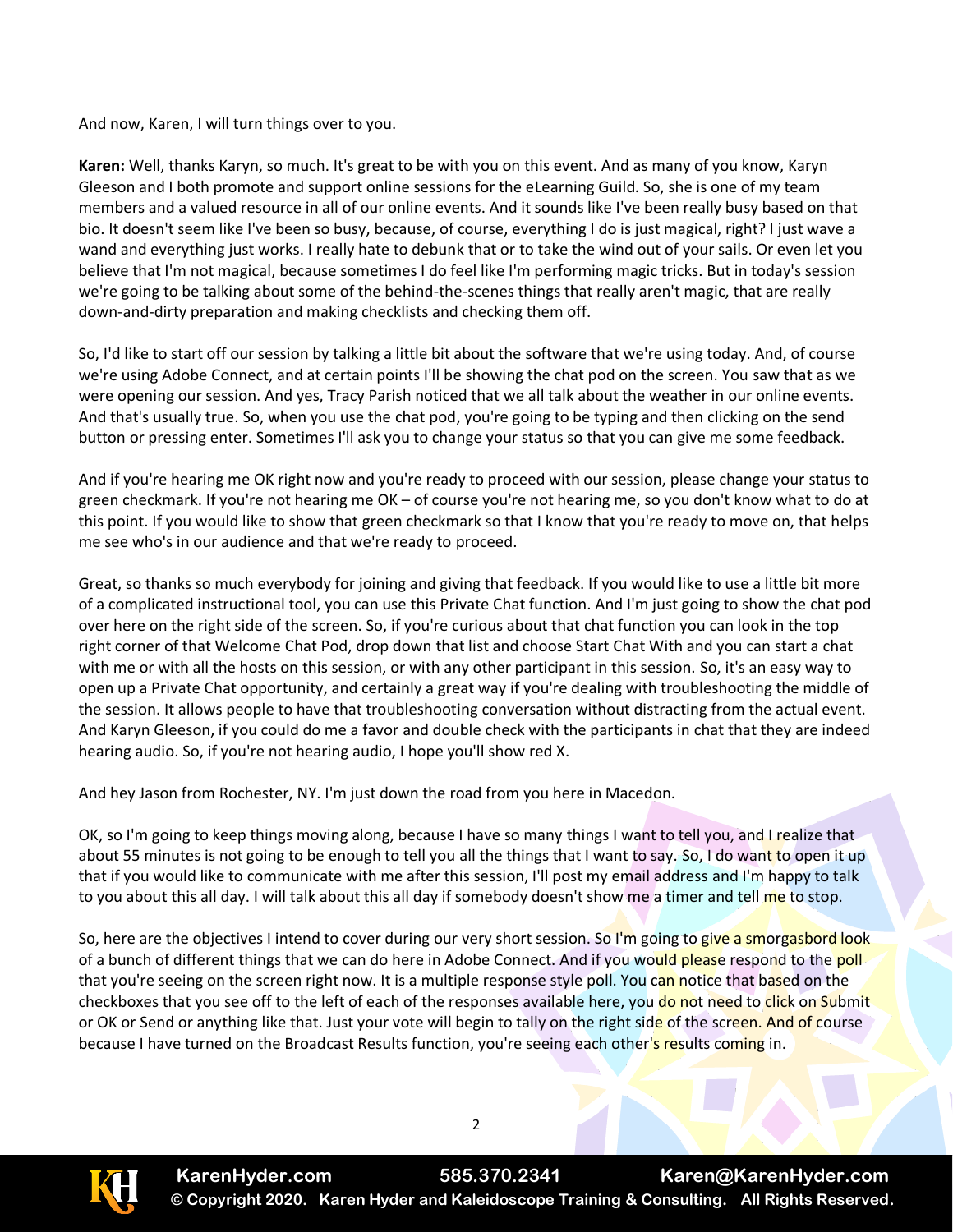And now, Karen, I will turn things over to you.

**Karen:** Well, thanks Karyn, so much. It's great to be with you on this event. And as many of you know, Karyn Gleeson and I both promote and support online sessions for the eLearning Guild. So, she is one of my team members and a valued resource in all of our online events. And it sounds like I've been really busy based on that bio. It doesn't seem like I've been so busy, because, of course, everything I do is just magical, right? I just wave a wand and everything just works. I really hate to debunk that or to take the wind out of your sails. Or even let you believe that I'm not magical, because sometimes I do feel like I'm performing magic tricks. But in today's session we're going to be talking about some of the behind-the-scenes things that really aren't magic, that are really down-and-dirty preparation and making checklists and checking them off.

So, I'd like to start off our session by talking a little bit about the software that we're using today. And, of course we're using Adobe Connect, and at certain points I'll be showing the chat pod on the screen. You saw that as we were opening our session. And yes, Tracy Parish noticed that we all talk about the weather in our online events. And that's usually true. So, when you use the chat pod, you're going to be typing and then clicking on the send button or pressing enter. Sometimes I'll ask you to change your status so that you can give me some feedback.

And if you're hearing me OK right now and you're ready to proceed with our session, please change your status to green checkmark. If you're not hearing me OK – of course you're not hearing me, so you don't know what to do at this point. If you would like to show that green checkmark so that I know that you're ready to move on, that helps me see who's in our audience and that we're ready to proceed.

Great, so thanks so much everybody for joining and giving that feedback. If you would like to use a little bit more of a complicated instructional tool, you can use this Private Chat function. And I'm just going to show the chat pod over here on the right side of the screen. So, if you're curious about that chat function you can look in the top right corner of that Welcome Chat Pod, drop down that list and choose Start Chat With and you can start a chat with me or with all the hosts on this session, or with any other participant in this session. So, it's an easy way to open up a Private Chat opportunity, and certainly a great way if you're dealing with troubleshooting the middle of the session. It allows people to have that troubleshooting conversation without distracting from the actual event. And Karyn Gleeson, if you could do me a favor and double check with the participants in chat that they are indeed hearing audio. So, if you're not hearing audio, I hope you'll show red X.

And hey Jason from Rochester, NY. I'm just down the road from you here in Macedon.

OK, so I'm going to keep things moving along, because I have so many things I want to tell you, and I realize that about 55 minutes is not going to be enough to tell you all the things that I want to say. So, I do want to open it up that if you would like to communicate with me after this session, I'll post my email address and I'm happy to talk to you about this all day. I will talk about this all day if somebody doesn't show me a timer and tell me to stop.

So, here are the objectives I intend to cover during our very short session. So I'm going to give a smorgasbord look of a bunch of different things that we can do here in Adobe Connect. And if you would please respond to the poll that you're seeing on the screen right now. It is a multiple response style poll. You can notice that based on the checkboxes that you see off to the left of each of the responses available here, you do not need to click on Submit or OK or Send or anything like that. Just your vote will begin to tally on the right side of the screen. And of course because I have turned on the Broadcast Results function, you're seeing each other's results coming in.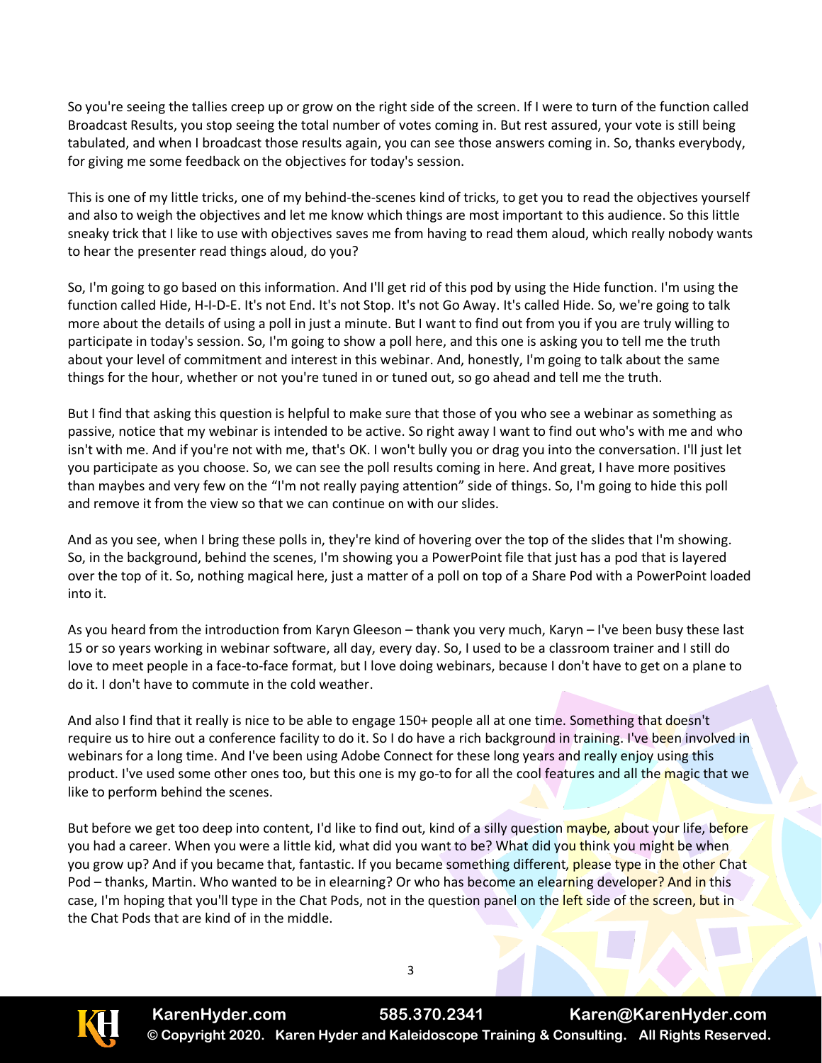So you're seeing the tallies creep up or grow on the right side of the screen. If I were to turn of the function called Broadcast Results, you stop seeing the total number of votes coming in. But rest assured, your vote is still being tabulated, and when I broadcast those results again, you can see those answers coming in. So, thanks everybody, for giving me some feedback on the objectives for today's session.

This is one of my little tricks, one of my behind-the-scenes kind of tricks, to get you to read the objectives yourself and also to weigh the objectives and let me know which things are most important to this audience. So this little sneaky trick that I like to use with objectives saves me from having to read them aloud, which really nobody wants to hear the presenter read things aloud, do you?

So, I'm going to go based on this information. And I'll get rid of this pod by using the Hide function. I'm using the function called Hide, H-I-D-E. It's not End. It's not Stop. It's not Go Away. It's called Hide. So, we're going to talk more about the details of using a poll in just a minute. But I want to find out from you if you are truly willing to participate in today's session. So, I'm going to show a poll here, and this one is asking you to tell me the truth about your level of commitment and interest in this webinar. And, honestly, I'm going to talk about the same things for the hour, whether or not you're tuned in or tuned out, so go ahead and tell me the truth.

But I find that asking this question is helpful to make sure that those of you who see a webinar as something as passive, notice that my webinar is intended to be active. So right away I want to find out who's with me and who isn't with me. And if you're not with me, that's OK. I won't bully you or drag you into the conversation. I'll just let you participate as you choose. So, we can see the poll results coming in here. And great, I have more positives than maybes and very few on the "I'm not really paying attention" side of things. So, I'm going to hide this poll and remove it from the view so that we can continue on with our slides.

And as you see, when I bring these polls in, they're kind of hovering over the top of the slides that I'm showing. So, in the background, behind the scenes, I'm showing you a PowerPoint file that just has a pod that is layered over the top of it. So, nothing magical here, just a matter of a poll on top of a Share Pod with a PowerPoint loaded into it.

As you heard from the introduction from Karyn Gleeson – thank you very much, Karyn – I've been busy these last 15 or so years working in webinar software, all day, every day. So, I used to be a classroom trainer and I still do love to meet people in a face-to-face format, but I love doing webinars, because I don't have to get on a plane to do it. I don't have to commute in the cold weather.

And also I find that it really is nice to be able to engage 150+ people all at one time. Something that doesn't require us to hire out a conference facility to do it. So I do have a rich background in training. I've been involved in webinars for a long time. And I've been using Adobe Connect for these long years and really enjoy using this product. I've used some other ones too, but this one is my go-to for all the cool features and all the magic that we like to perform behind the scenes.

But before we get too deep into content, I'd like to find out, kind of a silly question maybe, about your life, before you had a career. When you were a little kid, what did you want to be? What did you think you might be when you grow up? And if you became that, fantastic. If you became something different, please type in the other Chat Pod – thanks, Martin. Who wanted to be in elearning? Or who has become an elearning developer? And in this case, I'm hoping that you'll type in the Chat Pods, not in the question panel on the left side of the screen, but in the Chat Pods that are kind of in the middle.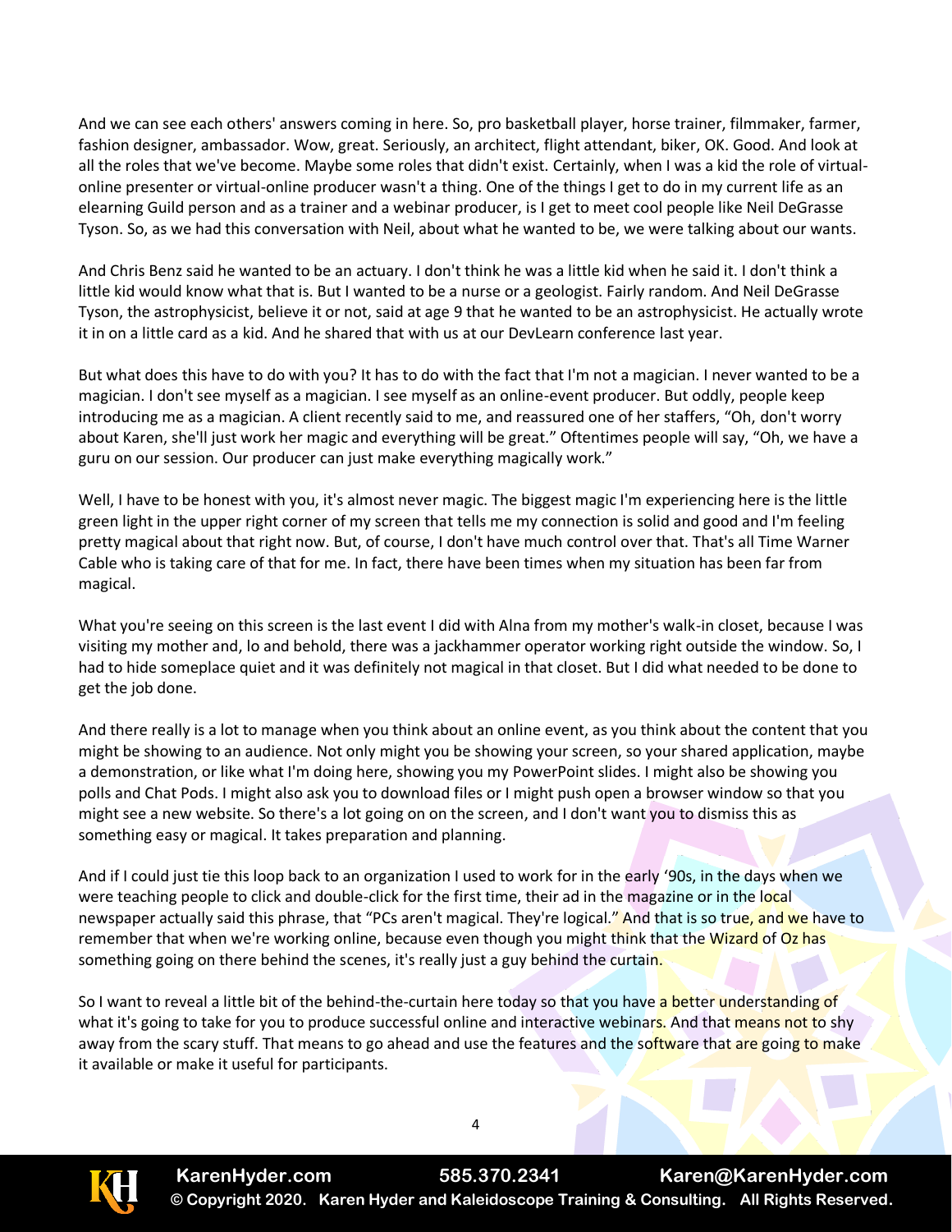And we can see each others' answers coming in here. So, pro basketball player, horse trainer, filmmaker, farmer, fashion designer, ambassador. Wow, great. Seriously, an architect, flight attendant, biker, OK. Good. And look at all the roles that we've become. Maybe some roles that didn't exist. Certainly, when I was a kid the role of virtual-online presenter or virtual-online producer wasn't a thing. One of the things I get to do in my current life as an elearning Guild person and as a trainer and a webinar producer, is I get to meet cool people like Neil DeGrasse Tyson. So, as we had this conversation with Neil, about what he wanted to be, we were talking about our wants.

And Chris Benz said he wanted to be an actuary. I don't think he was a little kid when he said it. I don't think a little kid would know what that is. But I wanted to be a nurse or a geologist. Fairly random. And Neil DeGrasse Tyson, the astrophysicist, believe it or not, said at age 9 that he wanted to be an astrophysicist. He actually wrote it in on a little card as a kid. And he shared that with us at our DevLearn conference last year.

But what does this have to do with you? It has to do with the fact that I'm not a magician. I never wanted to be a magician. I don't see myself as a magician. I see myself as an online-event producer. But oddly, people keep introducing me as a magician. A client recently said to me, and reassured one of her staffers, "Oh, don't worry about Karen, she'll just work her magic and everything will be great." Oftentimes people will say, "Oh, we have a guru on our session. Our producer can just make everything magically work."

Well, I have to be honest with you, it's almost never magic. The biggest magic I'm experiencing here is the little green light in the upper right corner of my screen that tells me my connection is solid and good and I'm feeling pretty magical about that right now. But, of course, I don't have much control over that. That's all Time Warner Cable who is taking care of that for me. In fact, there have been times when my situation has been far from magical.

What you're seeing on this screen is the last event I did with Alna from my mother's walk-in closet, because I was visiting my mother and, lo and behold, there was a jackhammer operator working right outside the window. So, I had to hide someplace quiet and it was definitely not magical in that closet. But I did what needed to be done to get the job done.

And there really is a lot to manage when you think about an online event, as you think about the content that you might be showing to an audience. Not only might you be showing your screen, so your shared application, maybe a demonstration, or like what I'm doing here, showing you my PowerPoint slides. I might also be showing you polls and Chat Pods. I might also ask you to download files or I might push open a browser window so that you might see a new website. So there's a lot going on on the screen, and I don't want you to dismiss this as something easy or magical. It takes preparation and planning.

And if I could just tie this loop back to an organization I used to work for in the early '90s, in the days when we were teaching people to click and double-click for the first time, their ad in the magazine or in the local newspaper actually said this phrase, that "PCs aren't magical. They're logical." And that is so true, and we have to remember that when we're working online, because even though you might think that the Wizard of Oz has something going on there behind the scenes, it's really just a guy behind the curtain.

So I want to reveal a little bit of the behind-the-curtain here today so that you have a better understanding of what it's going to take for you to produce successful online and interactive webinars. And that means not to shy away from the scary stuff. That means to go ahead and use the features and the software that are going to make it available or make it useful for participants.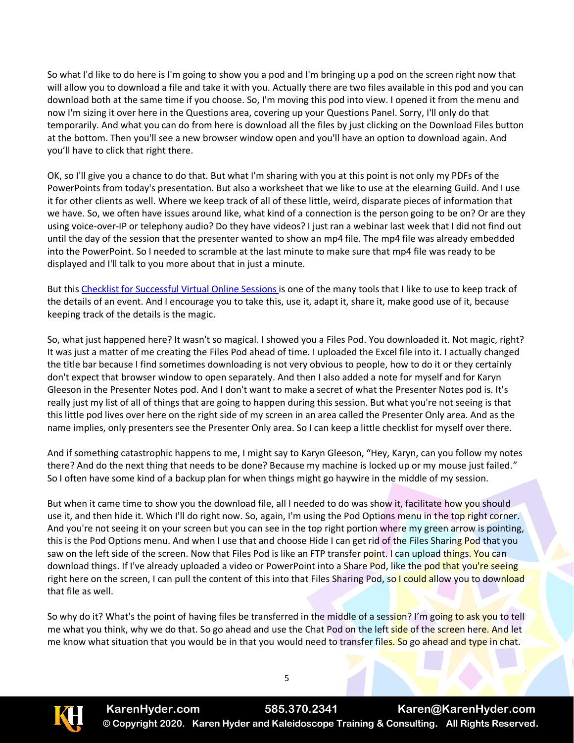So what I'd like to do here is I'm going to show you a pod and I'm bringing up a pod on the screen right now that will allow you to download a file and take it with you. Actually there are two files available in this pod and you can download both at the same time if you choose. So, I'm moving this pod into view. I opened it from the menu and now I'm sizing it over here in the Questions area, covering up your Questions Panel. Sorry, I'll only do that temporarily. And what you can do from here is download all the files by just clicking on the Download Files button at the bottom. Then you'll see a new browser window open and you'll have an option to download again. And you'll have to click that right there.

OK, so I'll give you a chance to do that. But what I'm sharing with you at this point is not only my PDFs of the PowerPoints from today's presentation. But also a worksheet that we like to use at the elearning Guild. And I use it for other clients as well. Where we keep track of all of these little, weird, disparate pieces of information that we have. So, we often have issues around like, what kind of a connection is the person going to be on? Or are they using voice-over-IP or telephony audio? Do they have videos? I just ran a webinar last week that I did not find out until the day of the session that the presenter wanted to show an mp4 file. The mp4 file was already embedded into the PowerPoint. So I needed to scramble at the last minute to make sure that mp4 file was ready to be displayed and I'll talk to you more about that in just a minute.

But this Checklist for Successful Virtual Online Sessions is one of the many tools that I like to use to keep track of the details of an event. And I encourage you to take this, use it, adapt it, share it, make good use of it, because keeping track of the details is the magic.

So, what just happened here? It wasn't so magical. I showed you a Files Pod. You downloaded it. Not magic, right? It was just a matter of me creating the Files Pod ahead of time. I uploaded the Excel file into it. I actually changed the title bar because I find sometimes downloading is not very obvious to people, how to do it or they certainly don't expect that browser window to open separately. And then I also added a note for myself and for Karyn Gleeson in the Presenter Notes pod. And I don't want to make a secret of what the Presenter Notes pod is. It's really just my list of all of things that are going to happen during this session. But what you're not seeing is that this little pod lives over here on the right side of my screen in an area called the Presenter Only area. And as the name implies, only presenters see the Presenter Only area. So I can keep a little checklist for myself over there.

And if something catastrophic happens to me, I might say to Karyn Gleeson, "Hey, Karyn, can you follow my notes there? And do the next thing that needs to be done? Because my machine is locked up or my mouse just failed." So I often have some kind of a backup plan for when things might go haywire in the middle of my session.

But when it came time to show you the download file, all I needed to do was show it, facilitate how you should use it, and then hide it. Which I'll do right now. So, again, I'm using the Pod Options menu in the top right corner. And you're not seeing it on your screen but you can see in the top right portion where my green arrow is pointing, this is the Pod Options menu. And when I use that and choose Hide I can get rid of the Files Sharing Pod that you saw on the left side of the screen. Now that Files Pod is like an FTP transfer point. I can upload things. You can download things. If I've already uploaded a video or PowerPoint into a Share Pod, like the pod that you're seeing right here on the screen, I can pull the content of this into that Files Sharing Pod, so I could allow you to download that file as well.

So why do it? What's the point of having files be transferred in the middle of a session? I'm going to ask you to tell me what you think, why we do that. So go ahead and use the Chat Pod on the left side of the screen here. And let me know what situation that you would be in that you would need to transfer files. So go ahead and type in chat.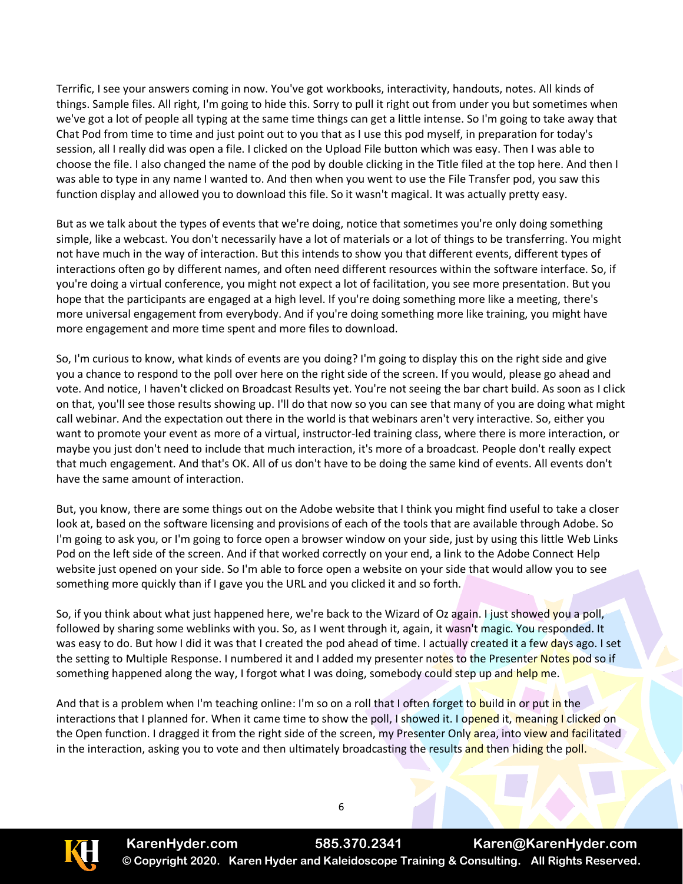Terrific, I see your answers coming in now. You've got workbooks, interactivity, handouts, notes. All kinds of things. Sample files. All right, I'm going to hide this. Sorry to pull it right out from under you but sometimes when we've got a lot of people all typing at the same time things can get a little intense. So I'm going to take away that Chat Pod from time to time and just point out to you that as I use this pod myself, in preparation for today's session, all I really did was open a file. I clicked on the Upload File button which was easy. Then I was able to choose the file. I also changed the name of the pod by double clicking in the Title filed at the top here. And then I was able to type in any name I wanted to. And then when you went to use the File Transfer pod, you saw this function display and allowed you to download this file. So it wasn't magical. It was actually pretty easy.

But as we talk about the types of events that we're doing, notice that sometimes you're only doing something simple, like a webcast. You don't necessarily have a lot of materials or a lot of things to be transferring. You might not have much in the way of interaction. But this intends to show you that different events, different types of interactions often go by different names, and often need different resources within the software interface. So, if you're doing a virtual conference, you might not expect a lot of facilitation, you see more presentation. But you hope that the participants are engaged at a high level. If you're doing something more like a meeting, there's more universal engagement from everybody. And if you're doing something more like training, you might have more engagement and more time spent and more files to download.

So, I'm curious to know, what kinds of events are you doing? I'm going to display this on the right side and give you a chance to respond to the poll over here on the right side of the screen. If you would, please go ahead and vote. And notice, I haven't clicked on Broadcast Results yet. You're not seeing the bar chart build. As soon as I click on that, you'll see those results showing up. I'll do that now so you can see that many of you are doing what might call webinar. And the expectation out there in the world is that webinars aren't very interactive. So, either you want to promote your event as more of a virtual, instructor-led training class, where there is more interaction, or maybe you just don't need to include that much interaction, it's more of a broadcast. People don't really expect that much engagement. And that's OK. All of us don't have to be doing the same kind of events. All events don't have the same amount of interaction.

But, you know, there are some things out on the Adobe website that I think you might find useful to take a closer look at, based on the software licensing and provisions of each of the tools that are available through Adobe. So I'm going to ask you, or I'm going to force open a browser window on your side, just by using this little Web Links Pod on the left side of the screen. And if that worked correctly on your end, a link to the Adobe Connect Help website just opened on your side. So I'm able to force open a website on your side that would allow you to see something more quickly than if I gave you the URL and you clicked it and so forth.

So, if you think about what just happened here, we're back to the Wizard of Oz again. I just showed you a poll, followed by sharing some weblinks with you. So, as I went through it, again, it wasn't magic. You responded. It was easy to do. But how I did it was that I created the pod ahead of time. I actually created it a few days ago. I set the setting to Multiple Response. I numbered it and I added my presenter notes to the Presenter Notes pod so if something happened along the way, I forgot what I was doing, somebody could step up and help me.

And that is a problem when I'm teaching online: I'm so on a roll that I often forget to build in or put in the interactions that I planned for. When it came time to show the poll, I showed it. I opened it, meaning I clicked on the Open function. I dragged it from the right side of the screen, my Presenter Only area, into view and facilitated in the interaction, asking you to vote and then ultimately broadcasting the results and then hiding the poll.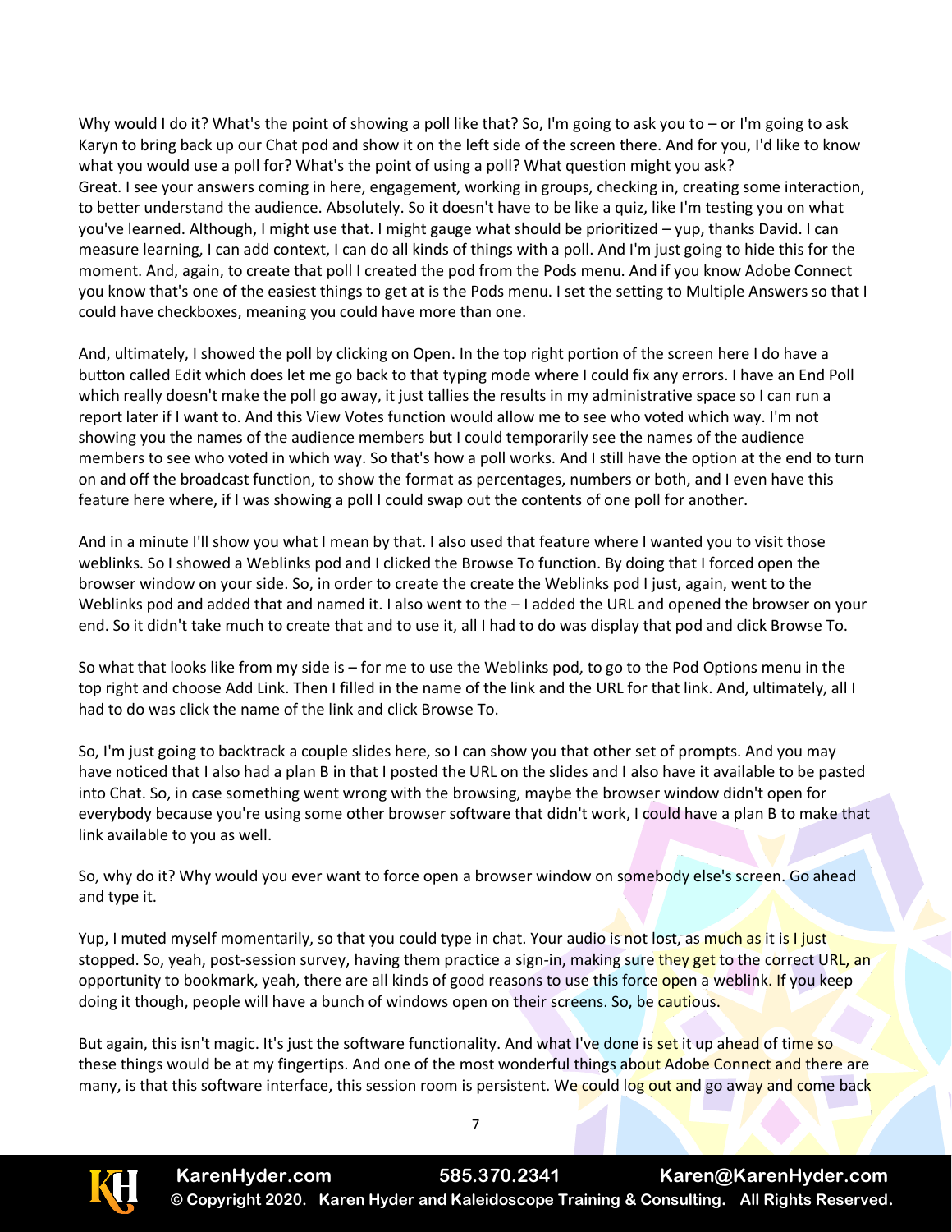Why would I do it? What's the point of showing a poll like that? So, I'm going to ask you to – or I'm going to ask Karyn to bring back up our Chat pod and show it on the left side of the screen there. And for you, I'd like to know what you would use a poll for? What's the point of using a poll? What question might you ask?
Great. I see your answers coming in here, engagement, working in groups, checking in, creating some interaction, to better understand the audience. Absolutely. So it doesn't have to be like a quiz, like I'm testing you on what you've learned. Although, I might use that. I might gauge what should be prioritized – yup, thanks David. I can measure learning, I can add context, I can do all kinds of things with a poll. And I'm just going to hide this for the moment. And, again, to create that poll I created the pod from the Pods menu. And if you know Adobe Connect you know that's one of the easiest things to get at is the Pods menu. I set the setting to Multiple Answers so that I could have checkboxes, meaning you could have more than one.

And, ultimately, I showed the poll by clicking on Open. In the top right portion of the screen here I do have a button called Edit which does let me go back to that typing mode where I could fix any errors. I have an End Poll which really doesn't make the poll go away, it just tallies the results in my administrative space so I can run a report later if I want to. And this View Votes function would allow me to see who voted which way. I'm not showing you the names of the audience members but I could temporarily see the names of the audience members to see who voted in which way. So that's how a poll works. And I still have the option at the end to turn on and off the broadcast function, to show the format as percentages, numbers or both, and I even have this feature here where, if I was showing a poll I could swap out the contents of one poll for another.

And in a minute I'll show you what I mean by that. I also used that feature where I wanted you to visit those weblinks. So I showed a Weblinks pod and I clicked the Browse To function. By doing that I forced open the browser window on your side. So, in order to create the create the Weblinks pod I just, again, went to the Weblinks pod and added that and named it. I also went to the – I added the URL and opened the browser on your end. So it didn't take much to create that and to use it, all I had to do was display that pod and click Browse To.

So what that looks like from my side is – for me to use the Weblinks pod, to go to the Pod Options menu in the top right and choose Add Link. Then I filled in the name of the link and the URL for that link. And, ultimately, all I had to do was click the name of the link and click Browse To.

So, I'm just going to backtrack a couple slides here, so I can show you that other set of prompts. And you may have noticed that I also had a plan B in that I posted the URL on the slides and I also have it available to be pasted into Chat. So, in case something went wrong with the browsing, maybe the browser window didn't open for everybody because you're using some other browser software that didn't work, I could have a plan B to make that link available to you as well.

So, why do it? Why would you ever want to force open a browser window on somebody else's screen. Go ahead and type it.

Yup, I muted myself momentarily, so that you could type in chat. Your audio is not lost, as much as it is I just stopped. So, yeah, post-session survey, having them practice a sign-in, making sure they get to the correct URL, an opportunity to bookmark, yeah, there are all kinds of good reasons to use this force open a weblink. If you keep doing it though, people will have a bunch of windows open on their screens. So, be cautious.

But again, this isn't magic. It's just the software functionality. And what I've done is set it up ahead of time so these things would be at my fingertips. And one of the most wonderful things about Adobe Connect and there are many, is that this software interface, this session room is persistent. We could log out and go away and come back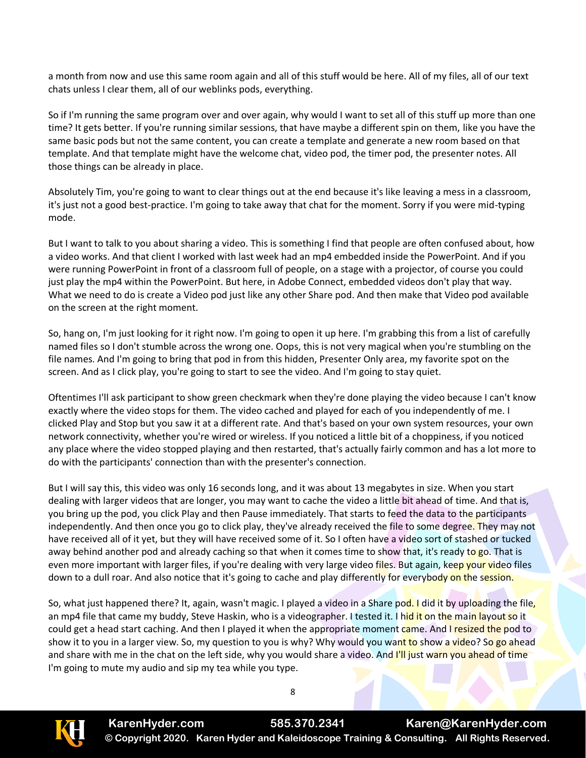a month from now and use this same room again and all of this stuff would be here. All of my files, all of our text chats unless I clear them, all of our weblinks pods, everything.

So if I'm running the same program over and over again, why would I want to set all of this stuff up more than one time? It gets better. If you're running similar sessions, that have maybe a different spin on them, like you have the same basic pods but not the same content, you can create a template and generate a new room based on that template. And that template might have the welcome chat, video pod, the timer pod, the presenter notes. All those things can be already in place.

Absolutely Tim, you're going to want to clear things out at the end because it's like leaving a mess in a classroom, it's just not a good best-practice. I'm going to take away that chat for the moment. Sorry if you were mid-typing mode.

But I want to talk to you about sharing a video. This is something I find that people are often confused about, how a video works. And that client I worked with last week had an mp4 embedded inside the PowerPoint. And if you were running PowerPoint in front of a classroom full of people, on a stage with a projector, of course you could just play the mp4 within the PowerPoint. But here, in Adobe Connect, embedded videos don't play that way. What we need to do is create a Video pod just like any other Share pod. And then make that Video pod available on the screen at the right moment.

So, hang on, I'm just looking for it right now. I'm going to open it up here. I'm grabbing this from a list of carefully named files so I don't stumble across the wrong one. Oops, this is not very magical when you're stumbling on the file names. And I'm going to bring that pod in from this hidden, Presenter Only area, my favorite spot on the screen. And as I click play, you're going to start to see the video. And I'm going to stay quiet.

Oftentimes I'll ask participant to show green checkmark when they're done playing the video because I can't know exactly where the video stops for them. The video cached and played for each of you independently of me. I clicked Play and Stop but you saw it at a different rate. And that's based on your own system resources, your own network connectivity, whether you're wired or wireless. If you noticed a little bit of a choppiness, if you noticed any place where the video stopped playing and then restarted, that's actually fairly common and has a lot more to do with the participants' connection than with the presenter's connection.

But I will say this, this video was only 16 seconds long, and it was about 13 megabytes in size. When you start dealing with larger videos that are longer, you may want to cache the video a little bit ahead of time. And that is, you bring up the pod, you click Play and then Pause immediately. That starts to feed the data to the participants independently. And then once you go to click play, they've already received the file to some degree. They may not have received all of it yet, but they will have received some of it. So I often have a video sort of stashed or tucked away behind another pod and already caching so that when it comes time to show that, it's ready to go. That is even more important with larger files, if you're dealing with very large video files. But again, keep your video files down to a dull roar. And also notice that it's going to cache and play differently for everybody on the session.

So, what just happened there? It, again, wasn't magic. I played a video in a Share pod. I did it by uploading the file, an mp4 file that came my buddy, Steve Haskin, who is a videographer. I tested it. I hid it on the main layout so it could get a head start caching. And then I played it when the appropriate moment came. And I resized the pod to show it to you in a larger view. So, my question to you is why? Why would you want to show a video? So go ahead and share with me in the chat on the left side, why you would share a video. And I'll just warn you ahead of time I'm going to mute my audio and sip my tea while you type.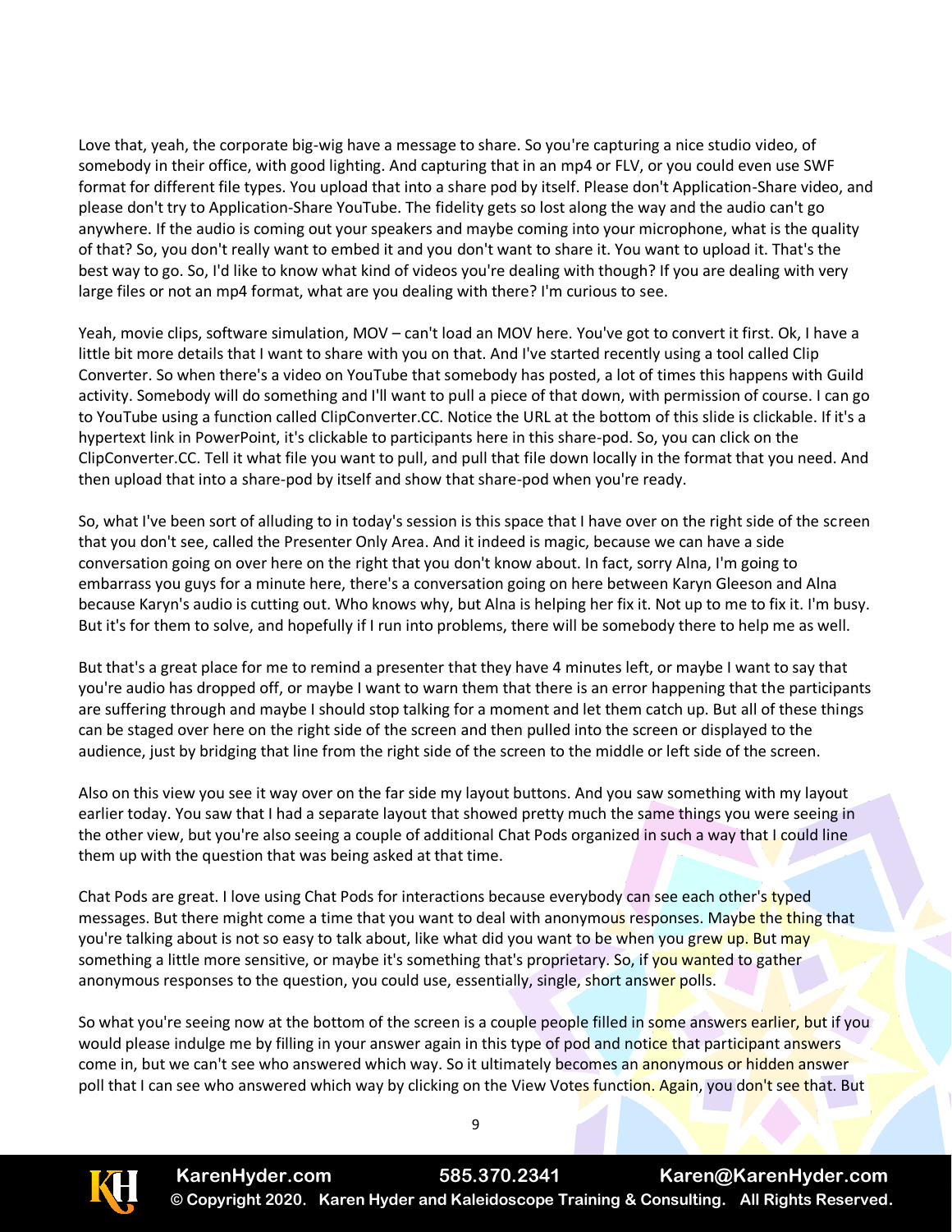Love that, yeah, the corporate big-wig have a message to share. So you're capturing a nice studio video, of somebody in their office, with good lighting. And capturing that in an mp4 or FLV, or you could even use SWF format for different file types. You upload that into a share pod by itself. Please don't Application-Share video, and please don't try to Application-Share YouTube. The fidelity gets so lost along the way and the audio can't go anywhere. If the audio is coming out your speakers and maybe coming into your microphone, what is the quality of that? So, you don't really want to embed it and you don't want to share it. You want to upload it. That's the best way to go. So, I'd like to know what kind of videos you're dealing with though? If you are dealing with very large files or not an mp4 format, what are you dealing with there? I'm curious to see.

Yeah, movie clips, software simulation, MOV – can't load an MOV here. You've got to convert it first. Ok, I have a little bit more details that I want to share with you on that. And I've started recently using a tool called Clip Converter. So when there's a video on YouTube that somebody has posted, a lot of times this happens with Guild activity. Somebody will do something and I'll want to pull a piece of that down, with permission of course. I can go to YouTube using a function called ClipConverter.CC. Notice the URL at the bottom of this slide is clickable. If it's a hypertext link in PowerPoint, it's clickable to participants here in this share-pod. So, you can click on the ClipConverter.CC. Tell it what file you want to pull, and pull that file down locally in the format that you need. And then upload that into a share-pod by itself and show that share-pod when you're ready.

So, what I've been sort of alluding to in today's session is this space that I have over on the right side of the screen that you don't see, called the Presenter Only Area. And it indeed is magic, because we can have a side conversation going on over here on the right that you don't know about. In fact, sorry Alna, I'm going to embarrass you guys for a minute here, there's a conversation going on here between Karyn Gleeson and Alna because Karyn's audio is cutting out. Who knows why, but Alna is helping her fix it. Not up to me to fix it. I'm busy. But it's for them to solve, and hopefully if I run into problems, there will be somebody there to help me as well.

But that's a great place for me to remind a presenter that they have 4 minutes left, or maybe I want to say that you're audio has dropped off, or maybe I want to warn them that there is an error happening that the participants are suffering through and maybe I should stop talking for a moment and let them catch up. But all of these things can be staged over here on the right side of the screen and then pulled into the screen or displayed to the audience, just by bridging that line from the right side of the screen to the middle or left side of the screen.

Also on this view you see it way over on the far side my layout buttons. And you saw something with my layout earlier today. You saw that I had a separate layout that showed pretty much the same things you were seeing in the other view, but you're also seeing a couple of additional Chat Pods organized in such a way that I could line them up with the question that was being asked at that time.

Chat Pods are great. I love using Chat Pods for interactions because everybody can see each other's typed messages. But there might come a time that you want to deal with anonymous responses. Maybe the thing that you're talking about is not so easy to talk about, like what did you want to be when you grew up. But may something a little more sensitive, or maybe it's something that's proprietary. So, if you wanted to gather anonymous responses to the question, you could use, essentially, single, short answer polls.

So what you're seeing now at the bottom of the screen is a couple people filled in some answers earlier, but if you would please indulge me by filling in your answer again in this type of pod and notice that participant answers come in, but we can't see who answered which way. So it ultimately becomes an anonymous or hidden answer poll that I can see who answered which way by clicking on the View Votes function. Again, you don't see that. But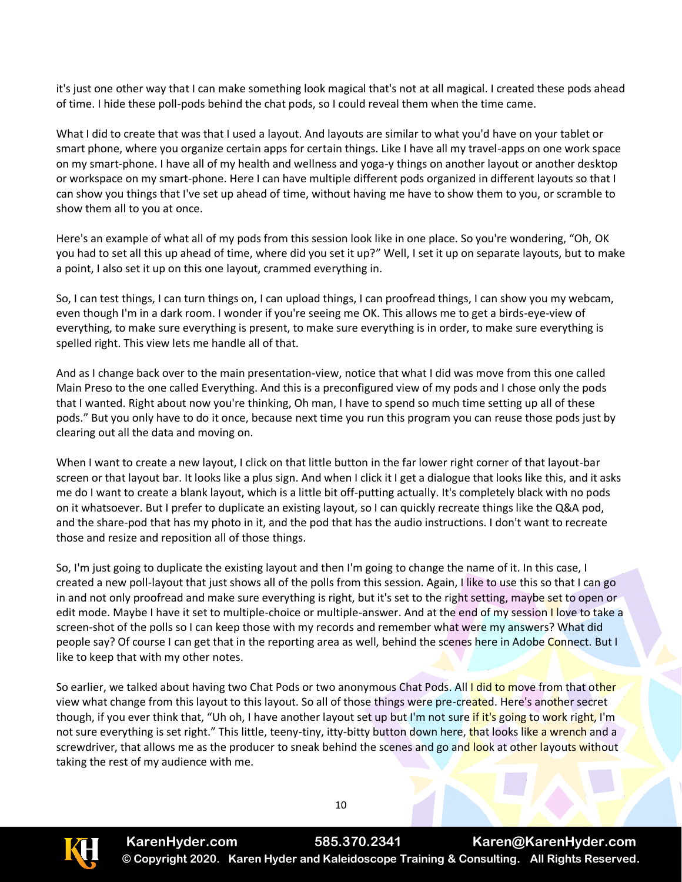it's just one other way that I can make something look magical that's not at all magical. I created these pods ahead of time. I hide these poll-pods behind the chat pods, so I could reveal them when the time came.

What I did to create that was that I used a layout. And layouts are similar to what you'd have on your tablet or smart phone, where you organize certain apps for certain things. Like I have all my travel-apps on one work space on my smart-phone. I have all of my health and wellness and yoga-y things on another layout or another desktop or workspace on my smart-phone. Here I can have multiple different pods organized in different layouts so that I can show you things that I've set up ahead of time, without having me have to show them to you, or scramble to show them all to you at once.

Here's an example of what all of my pods from this session look like in one place. So you're wondering, "Oh, OK you had to set all this up ahead of time, where did you set it up?" Well, I set it up on separate layouts, but to make a point, I also set it up on this one layout, crammed everything in.

So, I can test things, I can turn things on, I can upload things, I can proofread things, I can show you my webcam, even though I'm in a dark room. I wonder if you're seeing me OK. This allows me to get a birds-eye-view of everything, to make sure everything is present, to make sure everything is in order, to make sure everything is spelled right. This view lets me handle all of that.

And as I change back over to the main presentation-view, notice that what I did was move from this one called Main Preso to the one called Everything. And this is a preconfigured view of my pods and I chose only the pods that I wanted. Right about now you're thinking, Oh man, I have to spend so much time setting up all of these pods." But you only have to do it once, because next time you run this program you can reuse those pods just by clearing out all the data and moving on.

When I want to create a new layout, I click on that little button in the far lower right corner of that layout-bar screen or that layout bar. It looks like a plus sign. And when I click it I get a dialogue that looks like this, and it asks me do I want to create a blank layout, which is a little bit off-putting actually. It's completely black with no pods on it whatsoever. But I prefer to duplicate an existing layout, so I can quickly recreate things like the Q&A pod, and the share-pod that has my photo in it, and the pod that has the audio instructions. I don't want to recreate those and resize and reposition all of those things.

So, I'm just going to duplicate the existing layout and then I'm going to change the name of it. In this case, I created a new poll-layout that just shows all of the polls from this session. Again, I like to use this so that I can go in and not only proofread and make sure everything is right, but it's set to the right setting, maybe set to open or edit mode. Maybe I have it set to multiple-choice or multiple-answer. And at the end of my session I love to take a screen-shot of the polls so I can keep those with my records and remember what were my answers? What did people say? Of course I can get that in the reporting area as well, behind the scenes here in Adobe Connect. But I like to keep that with my other notes.

So earlier, we talked about having two Chat Pods or two anonymous Chat Pods. All I did to move from that other view what change from this layout to this layout. So all of those things were pre-created. Here's another secret though, if you ever think that, "Uh oh, I have another layout set up but I'm not sure if it's going to work right, I'm not sure everything is set right." This little, teeny-tiny, itty-bitty button down here, that looks like a wrench and a screwdriver, that allows me as the producer to sneak behind the scenes and go and look at other layouts without taking the rest of my audience with me.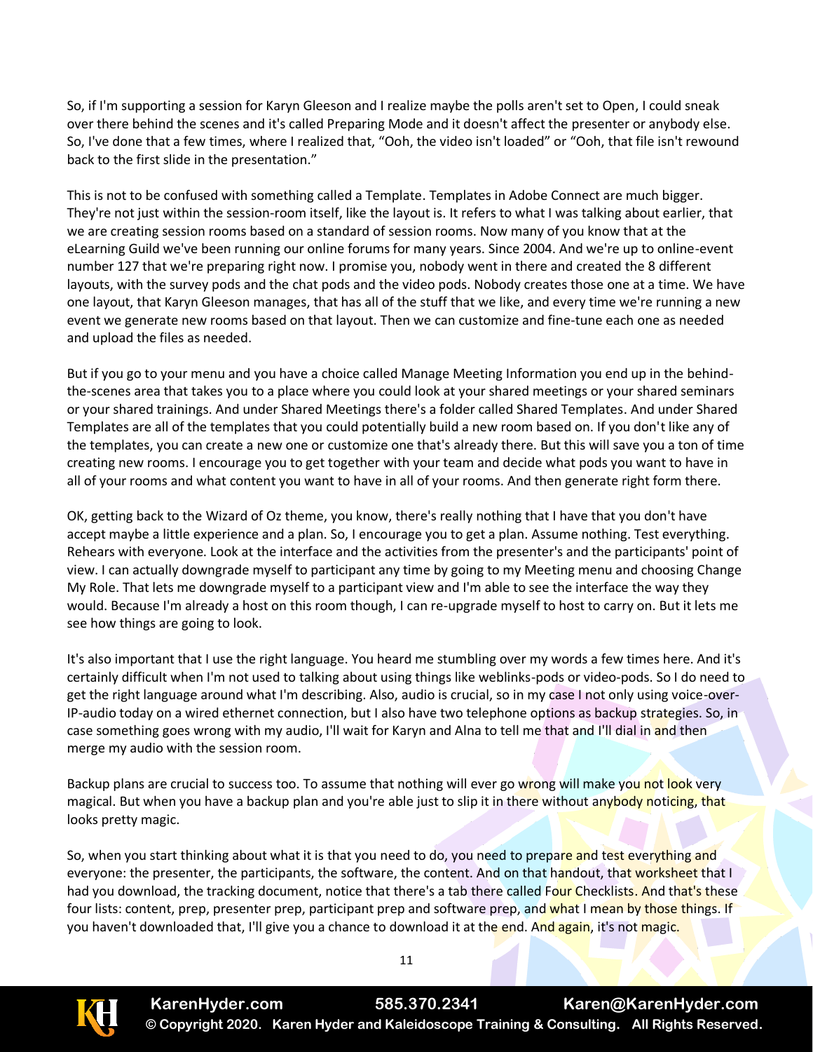So, if I'm supporting a session for Karyn Gleeson and I realize maybe the polls aren't set to Open, I could sneak over there behind the scenes and it's called Preparing Mode and it doesn't affect the presenter or anybody else. So, I've done that a few times, where I realized that, "Ooh, the video isn't loaded" or "Ooh, that file isn't rewound back to the first slide in the presentation."

This is not to be confused with something called a Template. Templates in Adobe Connect are much bigger. They're not just within the session-room itself, like the layout is. It refers to what I was talking about earlier, that we are creating session rooms based on a standard of session rooms. Now many of you know that at the eLearning Guild we've been running our online forums for many years. Since 2004. And we're up to online-event number 127 that we're preparing right now. I promise you, nobody went in there and created the 8 different layouts, with the survey pods and the chat pods and the video pods. Nobody creates those one at a time. We have one layout, that Karyn Gleeson manages, that has all of the stuff that we like, and every time we're running a new event we generate new rooms based on that layout. Then we can customize and fine-tune each one as needed and upload the files as needed.

But if you go to your menu and you have a choice called Manage Meeting Information you end up in the behind-the-scenes area that takes you to a place where you could look at your shared meetings or your shared seminars or your shared trainings. And under Shared Meetings there's a folder called Shared Templates. And under Shared Templates are all of the templates that you could potentially build a new room based on. If you don't like any of the templates, you can create a new one or customize one that's already there. But this will save you a ton of time creating new rooms. I encourage you to get together with your team and decide what pods you want to have in all of your rooms and what content you want to have in all of your rooms. And then generate right form there.

OK, getting back to the Wizard of Oz theme, you know, there's really nothing that I have that you don't have accept maybe a little experience and a plan. So, I encourage you to get a plan. Assume nothing. Test everything. Rehears with everyone. Look at the interface and the activities from the presenter's and the participants' point of view. I can actually downgrade myself to participant any time by going to my Meeting menu and choosing Change My Role. That lets me downgrade myself to a participant view and I'm able to see the interface the way they would. Because I'm already a host on this room though, I can re-upgrade myself to host to carry on. But it lets me see how things are going to look.

It's also important that I use the right language. You heard me stumbling over my words a few times here. And it's certainly difficult when I'm not used to talking about using things like weblinks-pods or video-pods. So I do need to get the right language around what I'm describing. Also, audio is crucial, so in my case I not only using voice-over-IP-audio today on a wired ethernet connection, but I also have two telephone options as backup strategies. So, in case something goes wrong with my audio, I'll wait for Karyn and Alna to tell me that and I'll dial in and then merge my audio with the session room.

Backup plans are crucial to success too. To assume that nothing will ever go wrong will make you not look very magical. But when you have a backup plan and you're able just to slip it in there without anybody noticing, that looks pretty magic.

So, when you start thinking about what it is that you need to do, you need to prepare and test everything and everyone: the presenter, the participants, the software, the content. And on that handout, that worksheet that I had you download, the tracking document, notice that there's a tab there called Four Checklists. And that's these four lists: content, prep, presenter prep, participant prep and software prep, and what I mean by those things. If you haven't downloaded that, I'll give you a chance to download it at the end. And again, it's not magic.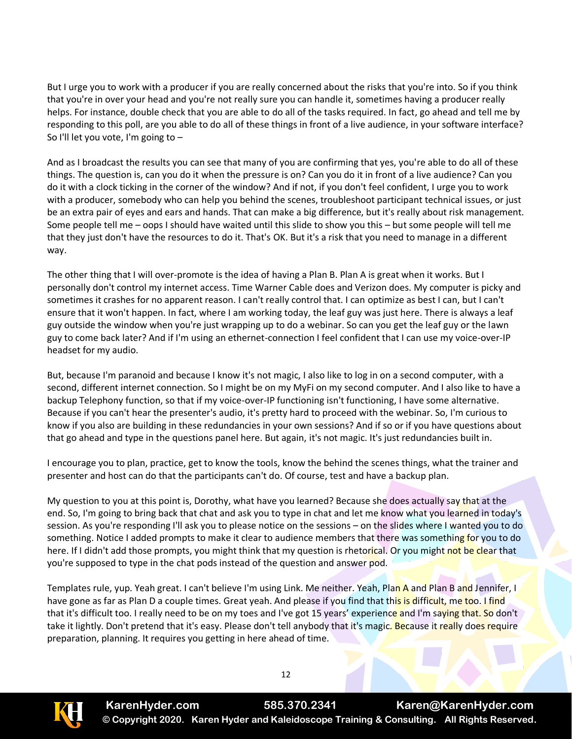But I urge you to work with a producer if you are really concerned about the risks that you're into. So if you think that you're in over your head and you're not really sure you can handle it, sometimes having a producer really helps. For instance, double check that you are able to do all of the tasks required. In fact, go ahead and tell me by responding to this poll, are you able to do all of these things in front of a live audience, in your software interface? So I'll let you vote, I'm going to –

And as I broadcast the results you can see that many of you are confirming that yes, you're able to do all of these things. The question is, can you do it when the pressure is on? Can you do it in front of a live audience? Can you do it with a clock ticking in the corner of the window? And if not, if you don't feel confident, I urge you to work with a producer, somebody who can help you behind the scenes, troubleshoot participant technical issues, or just be an extra pair of eyes and ears and hands. That can make a big difference, but it's really about risk management. Some people tell me – oops I should have waited until this slide to show you this – but some people will tell me that they just don't have the resources to do it. That's OK. But it's a risk that you need to manage in a different way.

The other thing that I will over-promote is the idea of having a Plan B. Plan A is great when it works. But I personally don't control my internet access. Time Warner Cable does and Verizon does. My computer is picky and sometimes it crashes for no apparent reason. I can't really control that. I can optimize as best I can, but I can't ensure that it won't happen. In fact, where I am working today, the leaf guy was just here. There is always a leaf guy outside the window when you're just wrapping up to do a webinar. So can you get the leaf guy or the lawn guy to come back later? And if I'm using an ethernet-connection I feel confident that I can use my voice-over-IP headset for my audio.

But, because I'm paranoid and because I know it's not magic, I also like to log in on a second computer, with a second, different internet connection. So I might be on my MyFi on my second computer. And I also like to have a backup Telephony function, so that if my voice-over-IP functioning isn't functioning, I have some alternative. Because if you can't hear the presenter's audio, it's pretty hard to proceed with the webinar. So, I'm curious to know if you also are building in these redundancies in your own sessions? And if so or if you have questions about that go ahead and type in the questions panel here. But again, it's not magic. It's just redundancies built in.

I encourage you to plan, practice, get to know the tools, know the behind the scenes things, what the trainer and presenter and host can do that the participants can't do. Of course, test and have a backup plan.

My question to you at this point is, Dorothy, what have you learned? Because she does actually say that at the end. So, I'm going to bring back that chat and ask you to type in chat and let me know what you learned in today's session. As you're responding I'll ask you to please notice on the sessions – on the slides where I wanted you to do something. Notice I added prompts to make it clear to audience members that there was something for you to do here. If I didn't add those prompts, you might think that my question is rhetorical. Or you might not be clear that you're supposed to type in the chat pods instead of the question and answer pod.

Templates rule, yup. Yeah great. I can't believe I'm using Link. Me neither. Yeah, Plan A and Plan B and Jennifer, I have gone as far as Plan D a couple times. Great yeah. And please if you find that this is difficult, me too. I find that it's difficult too. I really need to be on my toes and I've got 15 years' experience and I'm saying that. So don't take it lightly. Don't pretend that it's easy. Please don't tell anybody that it's magic. Because it really does require preparation, planning. It requires you getting in here ahead of time.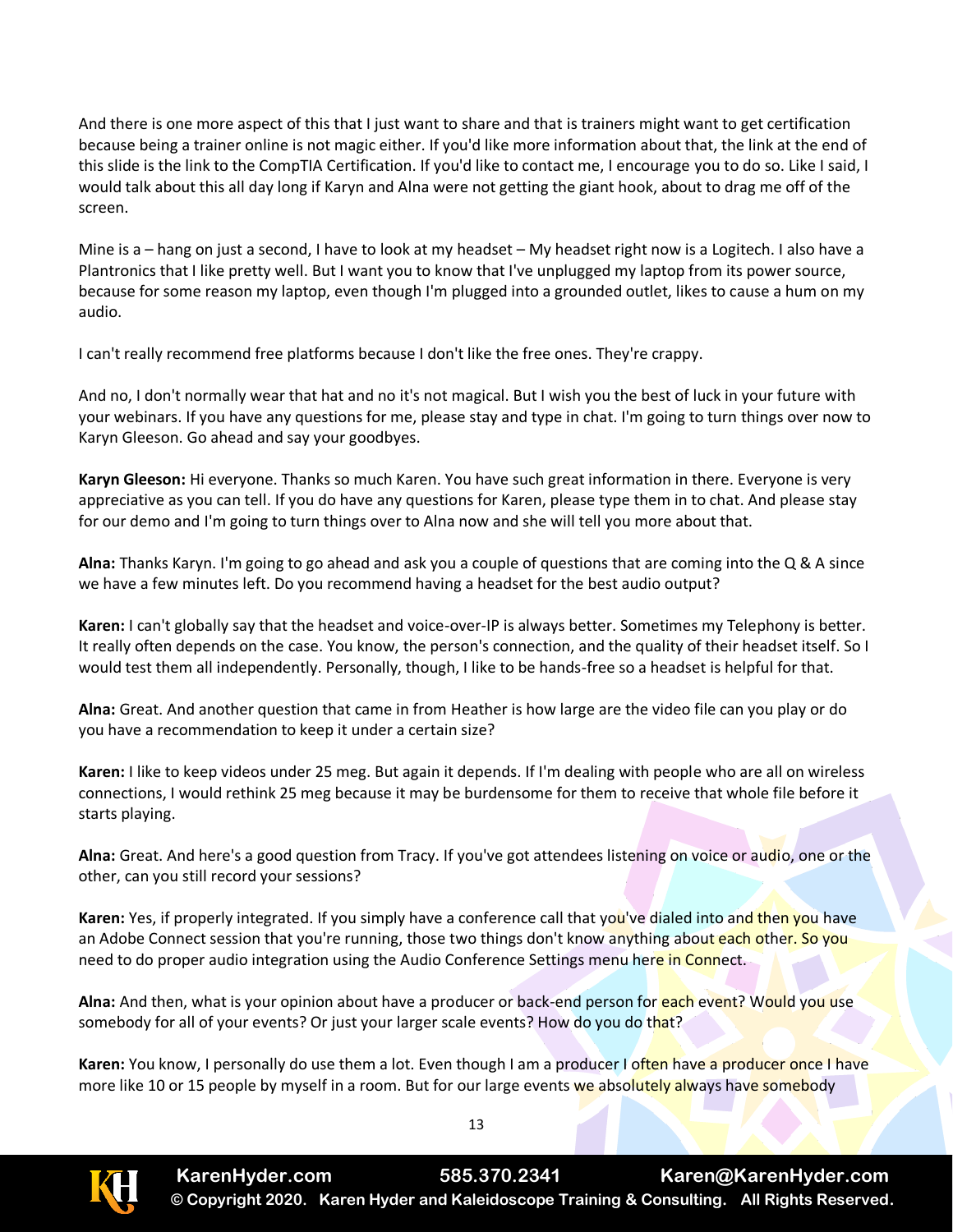And there is one more aspect of this that I just want to share and that is trainers might want to get certification because being a trainer online is not magic either. If you'd like more information about that, the link at the end of this slide is the link to the CompTIA Certification. If you'd like to contact me, I encourage you to do so. Like I said, I would talk about this all day long if Karyn and Alna were not getting the giant hook, about to drag me off of the screen.

Mine is a – hang on just a second, I have to look at my headset – My headset right now is a Logitech. I also have a Plantronics that I like pretty well. But I want you to know that I've unplugged my laptop from its power source, because for some reason my laptop, even though I'm plugged into a grounded outlet, likes to cause a hum on my audio.

I can't really recommend free platforms because I don't like the free ones. They're crappy.

And no, I don't normally wear that hat and no it's not magical. But I wish you the best of luck in your future with your webinars. If you have any questions for me, please stay and type in chat. I'm going to turn things over now to Karyn Gleeson. Go ahead and say your goodbyes.

**Karyn Gleeson:** Hi everyone. Thanks so much Karen. You have such great information in there. Everyone is very appreciative as you can tell. If you do have any questions for Karen, please type them in to chat. And please stay for our demo and I'm going to turn things over to Alna now and she will tell you more about that.

**Alna:** Thanks Karyn. I'm going to go ahead and ask you a couple of questions that are coming into the Q & A since we have a few minutes left. Do you recommend having a headset for the best audio output?

**Karen:** I can't globally say that the headset and voice-over-IP is always better. Sometimes my Telephony is better. It really often depends on the case. You know, the person's connection, and the quality of their headset itself. So I would test them all independently. Personally, though, I like to be hands-free so a headset is helpful for that.

**Alna:** Great. And another question that came in from Heather is how large are the video file can you play or do you have a recommendation to keep it under a certain size?

**Karen:** I like to keep videos under 25 meg. But again it depends. If I'm dealing with people who are all on wireless connections, I would rethink 25 meg because it may be burdensome for them to receive that whole file before it starts playing.

**Alna:** Great. And here's a good question from Tracy. If you've got attendees listening on voice or audio, one or the other, can you still record your sessions?

**Karen:** Yes, if properly integrated. If you simply have a conference call that you've dialed into and then you have an Adobe Connect session that you're running, those two things don't know anything about each other. So you need to do proper audio integration using the Audio Conference Settings menu here in Connect.

**Alna:** And then, what is your opinion about have a producer or back-end person for each event? Would you use somebody for all of your events? Or just your larger scale events? How do you do that?

**Karen:** You know, I personally do use them a lot. Even though I am a producer I often have a producer once I have more like 10 or 15 people by myself in a room. But for our large events we absolutely always have somebody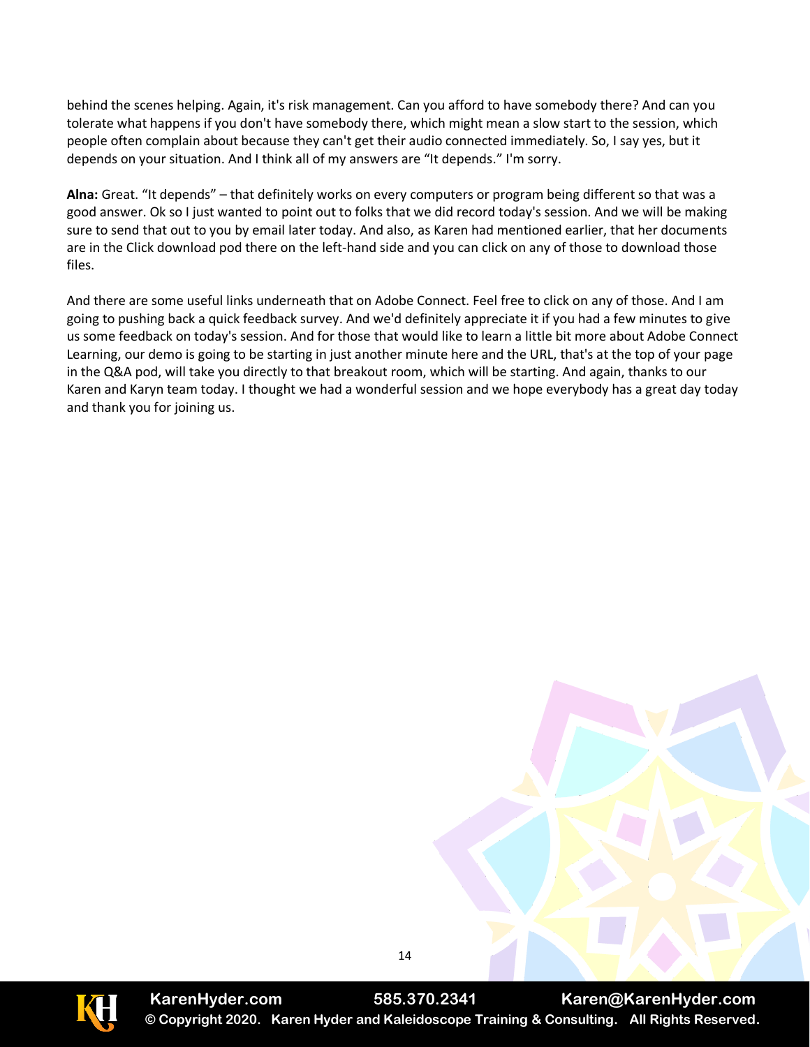behind the scenes helping. Again, it's risk management. Can you afford to have somebody there? And can you tolerate what happens if you don't have somebody there, which might mean a slow start to the session, which people often complain about because they can't get their audio connected immediately. So, I say yes, but it depends on your situation. And I think all of my answers are "It depends." I'm sorry.

**Alna:** Great. "It depends" – that definitely works on every computers or program being different so that was a good answer. Ok so I just wanted to point out to folks that we did record today's session. And we will be making sure to send that out to you by email later today. And also, as Karen had mentioned earlier, that her documents are in the Click download pod there on the left-hand side and you can click on any of those to download those files.

And there are some useful links underneath that on Adobe Connect. Feel free to click on any of those. And I am going to pushing back a quick feedback survey. And we'd definitely appreciate it if you had a few minutes to give us some feedback on today's session. And for those that would like to learn a little bit more about Adobe Connect Learning, our demo is going to be starting in just another minute here and the URL, that's at the top of your page in the Q&A pod, will take you directly to that breakout room, which will be starting. And again, thanks to our Karen and Karyn team today. I thought we had a wonderful session and we hope everybody has a great day today and thank you for joining us.